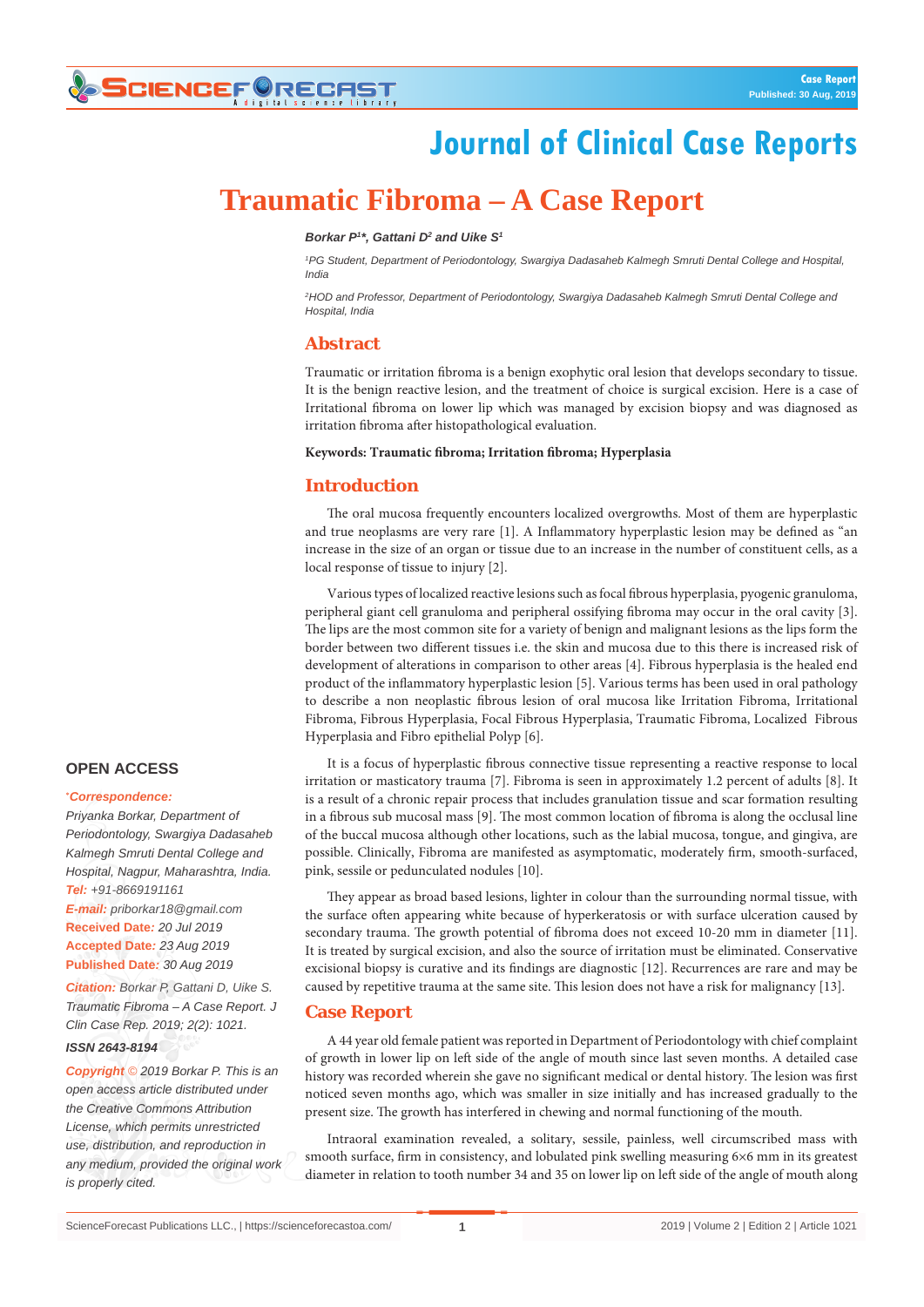Journal of Clinical Case Reports

# Traumatic Fibroma – A Case Report

***Borkar P[1]*, Gattani D[2] and Uike S[1]***

*[1]PG Student, Department of Periodontology, Swargiya Dadasaheb Kalmegh Smruti Dental College and Hospital, India*

*[2]HOD and Professor, Department of Periodontology, Swargiya Dadasaheb Kalmegh Smruti Dental College and Hospital, India*

## Abstract

Traumatic or irritation fibroma is a benign exophytic oral lesion that develops secondary to tissue. It is the benign reactive lesion, and the treatment of choice is surgical excision. Here is a case of Irritational fibroma on lower lip which was managed by excision biopsy and was diagnosed as irritation fibroma after histopathological evaluation.

**Keywords: Traumatic fibroma; Irritation fibroma; Hyperplasia**

## Introduction

The oral mucosa frequently encounters localized overgrowths. Most of them are hyperplastic and true neoplasms are very rare [1]. A Inflammatory hyperplastic lesion may be defined as "an increase in the size of an organ or tissue due to an increase in the number of constituent cells, as a local response of tissue to injury [2].

Various types of localized reactive lesions such as focal fibrous hyperplasia, pyogenic granuloma, peripheral giant cell granuloma and peripheral ossifying fibroma may occur in the oral cavity [3]. The lips are the most common site for a variety of benign and malignant lesions as the lips form the border between two different tissues i.e. the skin and mucosa due to this there is increased risk of development of alterations in comparison to other areas [4]. Fibrous hyperplasia is the healed end product of the inflammatory hyperplastic lesion [5]. Various terms has been used in oral pathology to describe a non neoplastic fibrous lesion of oral mucosa like Irritation Fibroma, Irritational Fibroma, Fibrous Hyperplasia, Focal Fibrous Hyperplasia, Traumatic Fibroma, Localized Fibrous Hyperplasia and Fibro epithelial Polyp [6].

It is a focus of hyperplastic fibrous connective tissue representing a reactive response to local irritation or masticatory trauma [7]. Fibroma is seen in approximately 1.2 percent of adults [8]. It is a result of a chronic repair process that includes granulation tissue and scar formation resulting in a fibrous sub mucosal mass [9]. The most common location of fibroma is along the occlusal line of the buccal mucosa although other locations, such as the labial mucosa, tongue, and gingiva, are possible. Clinically, Fibroma are manifested as asymptomatic, moderately firm, smooth-surfaced, pink, sessile or pedunculated nodules [10].

They appear as broad based lesions, lighter in colour than the surrounding normal tissue, with the surface often appearing white because of hyperkeratosis or with surface ulceration caused by secondary trauma. The growth potential of fibroma does not exceed 10-20 mm in diameter [11]. It is treated by surgical excision, and also the source of irritation must be eliminated. Conservative excisional biopsy is curative and its findings are diagnostic [12]. Recurrences are rare and may be caused by repetitive trauma at the same site. This lesion does not have a risk for malignancy [13].

## Case Report

A 44 year old female patient was reported in Department of Periodontology with chief complaint of growth in lower lip on left side of the angle of mouth since last seven months. A detailed case history was recorded wherein she gave no significant medical or dental history. The lesion was first noticed seven months ago, which was smaller in size initially and has increased gradually to the present size. The growth has interfered in chewing and normal functioning of the mouth.

Intraoral examination revealed, a solitary, sessile, painless, well circumscribed mass with smooth surface, firm in consistency, and lobulated pink swelling measuring 6×6 mm in its greatest diameter in relation to tooth number 34 and 35 on lower lip on left side of the angle of mouth along

**OPEN ACCESS**

***Correspondence:***
*Priyanka Borkar, Department of Periodontology, Swargiya Dadasaheb Kalmegh Smruti Dental College and Hospital, Nagpur, Maharashtra, India.*
***Tel:*** *+91-8669191161*
***E-mail:*** *priborkar18@gmail.com*
***Received Date:*** *20 Jul 2019*
***Accepted Date:*** *23 Aug 2019*
***Published Date:*** *30 Aug 2019*

***Citation:*** *Borkar P, Gattani D, Uike S. Traumatic Fibroma – A Case Report. J Clin Case Rep. 2019; 2(2): 1021.*

***ISSN 2643-8194***

***Copyright © 2019 Borkar P.*** *This is an open access article distributed under the Creative Commons Attribution License, which permits unrestricted use, distribution, and reproduction in any medium, provided the original work is properly cited.*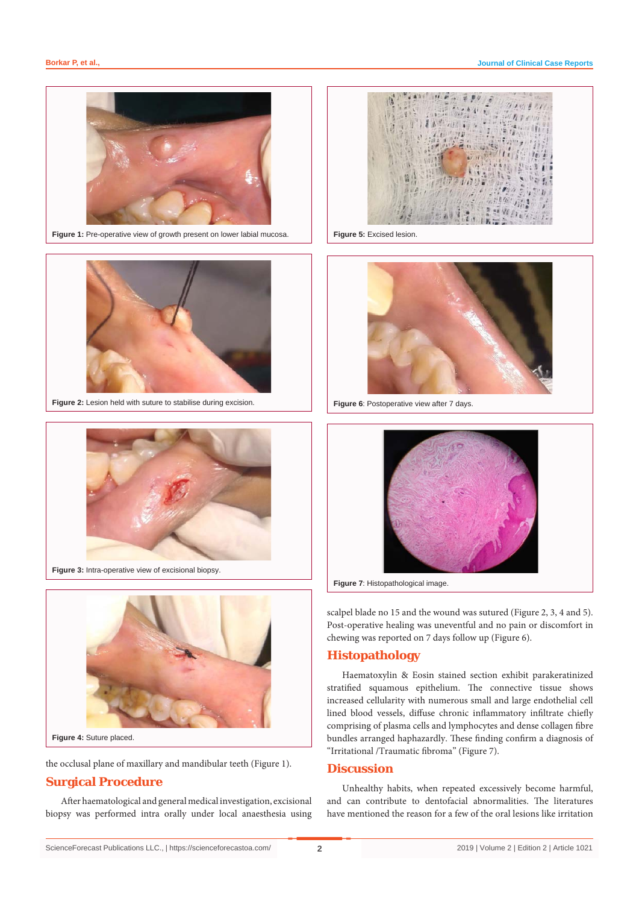Figure 1: Pre-operative view of growth present on lower labial mucosa.

Figure 2: Lesion held with suture to stabilise during excision.

Figure 3: Intra-operative view of excisional biopsy.

Figure 4: Suture placed.

Figure 5: Excised lesion.

Figure 6: Postoperative view after 7 days.

Figure 7: Histopathological image.

the occlusal plane of maxillary and mandibular teeth (Figure 1).

## Surgical Procedure

After haematological and general medical investigation, excisional biopsy was performed intra orally under local anaesthesia using scalpel blade no 15 and the wound was sutured (Figure 2, 3, 4 and 5). Post-operative healing was uneventful and no pain or discomfort in chewing was reported on 7 days follow up (Figure 6).

## Histopathology

Haematoxylin & Eosin stained section exhibit parakeratinized stratified squamous epithelium. The connective tissue shows increased cellularity with numerous small and large endothelial cell lined blood vessels, diffuse chronic inflammatory infiltrate chiefly comprising of plasma cells and lymphocytes and dense collagen fibre bundles arranged haphazardly. These finding confirm a diagnosis of "Irritational /Traumatic fibroma" (Figure 7).

## Discussion

Unhealthy habits, when repeated excessively become harmful, and can contribute to dentofacial abnormalities. The literatures have mentioned the reason for a few of the oral lesions like irritation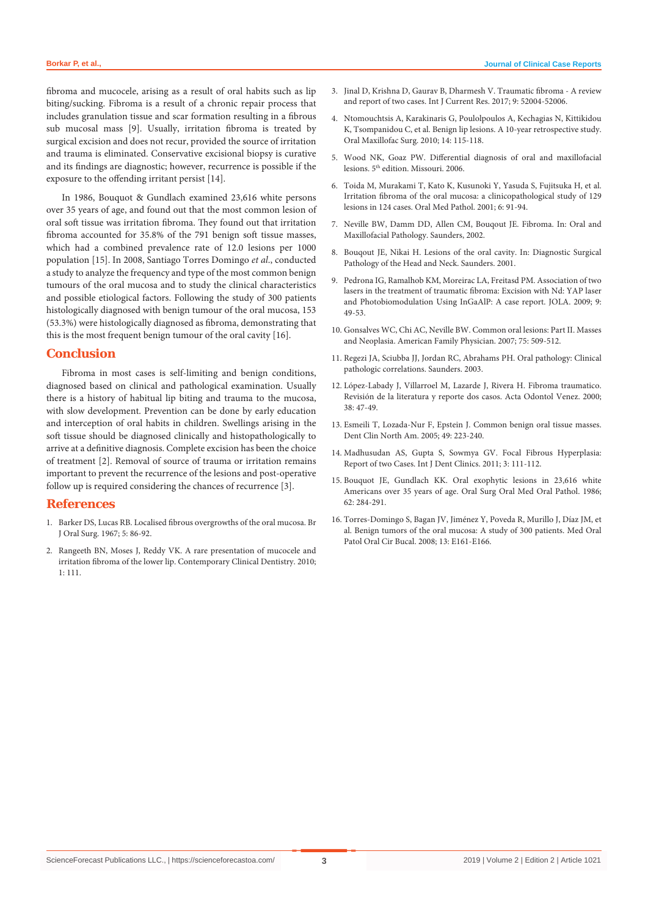fibroma and mucocele, arising as a result of oral habits such as lip biting/sucking. Fibroma is a result of a chronic repair process that includes granulation tissue and scar formation resulting in a fibrous sub mucosal mass [9]. Usually, irritation fibroma is treated by surgical excision and does not recur, provided the source of irritation and trauma is eliminated. Conservative excisional biopsy is curative and its findings are diagnostic; however, recurrence is possible if the exposure to the offending irritant persist [14].

In 1986, Bouquot & Gundlach examined 23,616 white persons over 35 years of age, and found out that the most common lesion of oral soft tissue was irritation fibroma. They found out that irritation fibroma accounted for 35.8% of the 791 benign soft tissue masses, which had a combined prevalence rate of 12.0 lesions per 1000 population [15]. In 2008, Santiago Torres Domingo *et al*., conducted a study to analyze the frequency and type of the most common benign tumours of the oral mucosa and to study the clinical characteristics and possible etiological factors. Following the study of 300 patients histologically diagnosed with benign tumour of the oral mucosa, 153 (53.3%) were histologically diagnosed as fibroma, demonstrating that this is the most frequent benign tumour of the oral cavity [16].

## Conclusion

Fibroma in most cases is self-limiting and benign conditions, diagnosed based on clinical and pathological examination. Usually there is a history of habitual lip biting and trauma to the mucosa, with slow development. Prevention can be done by early education and interception of oral habits in children. Swellings arising in the soft tissue should be diagnosed clinically and histopathologically to arrive at a definitive diagnosis. Complete excision has been the choice of treatment [2]. Removal of source of trauma or irritation remains important to prevent the recurrence of the lesions and post-operative follow up is required considering the chances of recurrence [3].

## References

1. Barker DS, Lucas RB. Localised fibrous overgrowths of the oral mucosa. Br J Oral Surg. 1967; 5: 86-92.
2. Rangeeth BN, Moses J, Reddy VK. A rare presentation of mucocele and irritation fibroma of the lower lip. Contemporary Clinical Dentistry. 2010; 1: 111.
3. Jinal D, Krishna D, Gaurav B, Dharmesh V. Traumatic fibroma - A review and report of two cases. Int J Current Res. 2017; 9: 52004-52006.
4. Ntomouchtsis A, Karakinaris G, Poulolpoulos A, Kechagias N, Kittikidou K, Tsompanidou C, et al. Benign lip lesions. A 10-year retrospective study. Oral Maxillofac Surg. 2010; 14: 115-118.
5. Wood NK, Goaz PW. Differential diagnosis of oral and maxillofacial lesions. 5th edition. Missouri. 2006.
6. Toida M, Murakami T, Kato K, Kusunoki Y, Yasuda S, Fujitsuka H, et al. Irritation fibroma of the oral mucosa: a clinicopathological study of 129 lesions in 124 cases. Oral Med Pathol. 2001; 6: 91-94.
7. Neville BW, Damm DD, Allen CM, Bouqout JE. Fibroma. In: Oral and Maxillofacial Pathology. Saunders, 2002.
8. Bouqout JE, Nikai H. Lesions of the oral cavity. In: Diagnostic Surgical Pathology of the Head and Neck. Saunders. 2001.
9. Pedrona IG, Ramalhob KM, Moreirac LA, Freitasd PM. Association of two lasers in the treatment of traumatic fibroma: Excision with Nd: YAP laser and Photobiomodulation Using InGaAlP: A case report. JOLA. 2009; 9: 49-53.
10. Gonsalves WC, Chi AC, Neville BW. Common oral lesions: Part II. Masses and Neoplasia. American Family Physician. 2007; 75: 509-512.
11. Regezi JA, Sciubba JJ, Jordan RC, Abrahams PH. Oral pathology: Clinical pathologic correlations. Saunders. 2003.
12. López-Labady J, Villarroel M, Lazarde J, Rivera H. Fibroma traumatico. Revisión de la literatura y reporte dos casos. Acta Odontol Venez. 2000; 38: 47-49.
13. Esmeili T, Lozada-Nur F, Epstein J. Common benign oral tissue masses. Dent Clin North Am. 2005; 49: 223-240.
14. Madhusudan AS, Gupta S, Sowmya GV. Focal Fibrous Hyperplasia: Report of two Cases. Int J Dent Clinics. 2011; 3: 111-112.
15. Bouquot JE, Gundlach KK. Oral exophytic lesions in 23,616 white Americans over 35 years of age. Oral Surg Oral Med Oral Pathol. 1986; 62: 284-291.
16. Torres-Domingo S, Bagan JV, Jiménez Y, Poveda R, Murillo J, Díaz JM, et al. Benign tumors of the oral mucosa: A study of 300 patients. Med Oral Patol Oral Cir Bucal. 2008; 13: E161-E166.